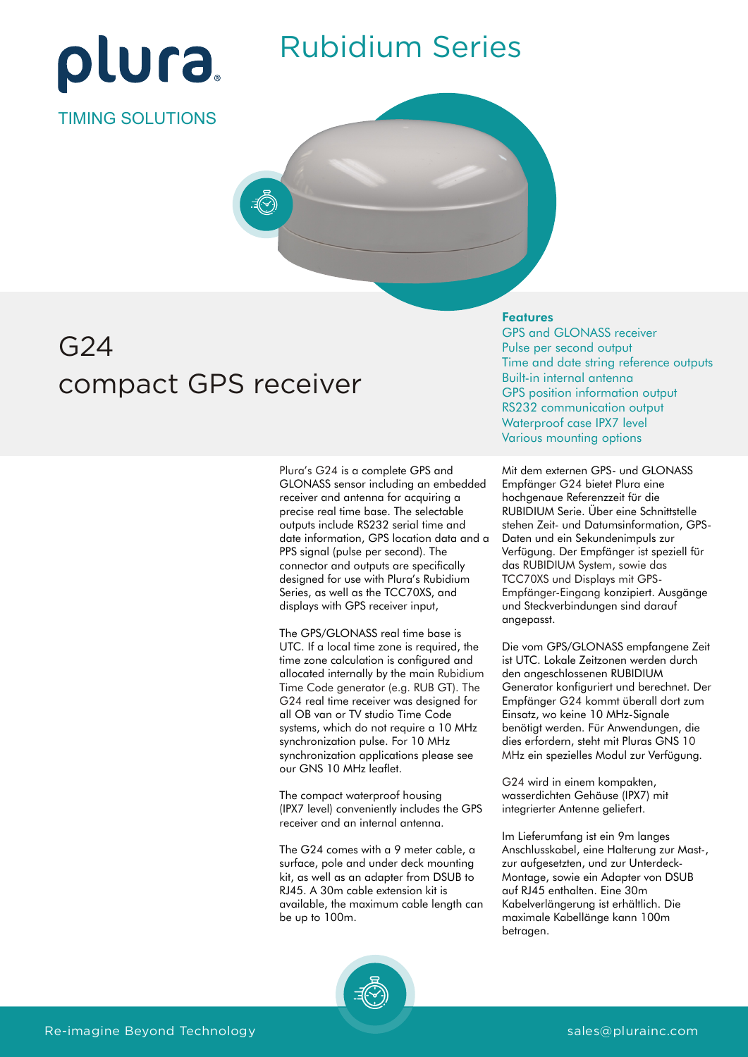plura

TIMING SOLUTIONS

# Rubidium Series

## G24 compact GPS receiver

**Features**

- GPS and GLONASS receiver
- Pulse per second output
- Time and date string reference outputs
- Built-in internal antenna
- GPS position information output
- RS232 communication output
- Waterproof case IPX7 level
- Various mounting options

Plura's G24 is a complete GPS and GLONASS sensor including an embedded receiver and antenna for acquiring a precise real time base. The selectable outputs include RS232 serial time and date information, GPS location data and a PPS signal (pulse per second). The connector and outputs are specifically designed for use with Plura's Rubidium Series, as well as the TCC70XS, and displays with GPS receiver input,

The GPS/GLONASS real time base is UTC. If a local time zone is required, the time zone calculation is configured and allocated internally by the main Rubidium Time Code generator (e.g. RUB GT). The G24 real time receiver was designed for all OB van or TV studio Time Code systems, which do not require a 10 MHz synchronization pulse. For 10 MHz synchronization applications please see our GNS 10 MHz leaflet.

The compact waterproof housing (IPX7 level) conveniently includes the GPS receiver and an internal antenna.

The G24 comes with a 9 meter cable, a surface, pole and under deck mounting kit, as well as an adapter from DSUB to RJ45. A 30m cable extension kit is available, the maximum cable length can be up to 100m.

Mit dem externen GPS- und GLONASS Empfänger G24 bietet Plura eine hochgenaue Referenzzeit für die RUBIDIUM Serie. Über eine Schnittstelle stehen Zeit- und Datumsinformation, GPS-Daten und ein Sekundenimpuls zur Verfügung. Der Empfänger ist speziell für das RUBIDIUM System, sowie das TCC70XS und Displays mit GPS-Empfänger-Eingang konzipiert. Ausgänge und Steckverbindungen sind darauf angepasst.

Die vom GPS/GLONASS empfangene Zeit ist UTC. Lokale Zeitzonen werden durch den angeschlossenen RUBIDIUM Generator konfiguriert und berechnet. Der Empfänger G24 kommt überall dort zum Einsatz, wo keine 10 MHz-Signale benötigt werden. Für Anwendungen, die dies erfordern, steht mit Pluras GNS 10 MHz ein spezielles Modul zur Verfügung.

G24 wird in einem kompakten, wasserdichten Gehäuse (IPX7) mit integrierter Antenne geliefert.

Im Lieferumfang ist ein 9m langes Anschlusskabel, eine Halterung zur Mast-, zur aufgesetzten, und zur Unterdeck-Montage, sowie ein Adapter von DSUB auf RJ45 enthalten. Eine 30m Kabelverlängerung ist erhältlich. Die maximale Kabellänge kann 100m betragen.

Re-imagine Beyond Technology

sales@plurainc.com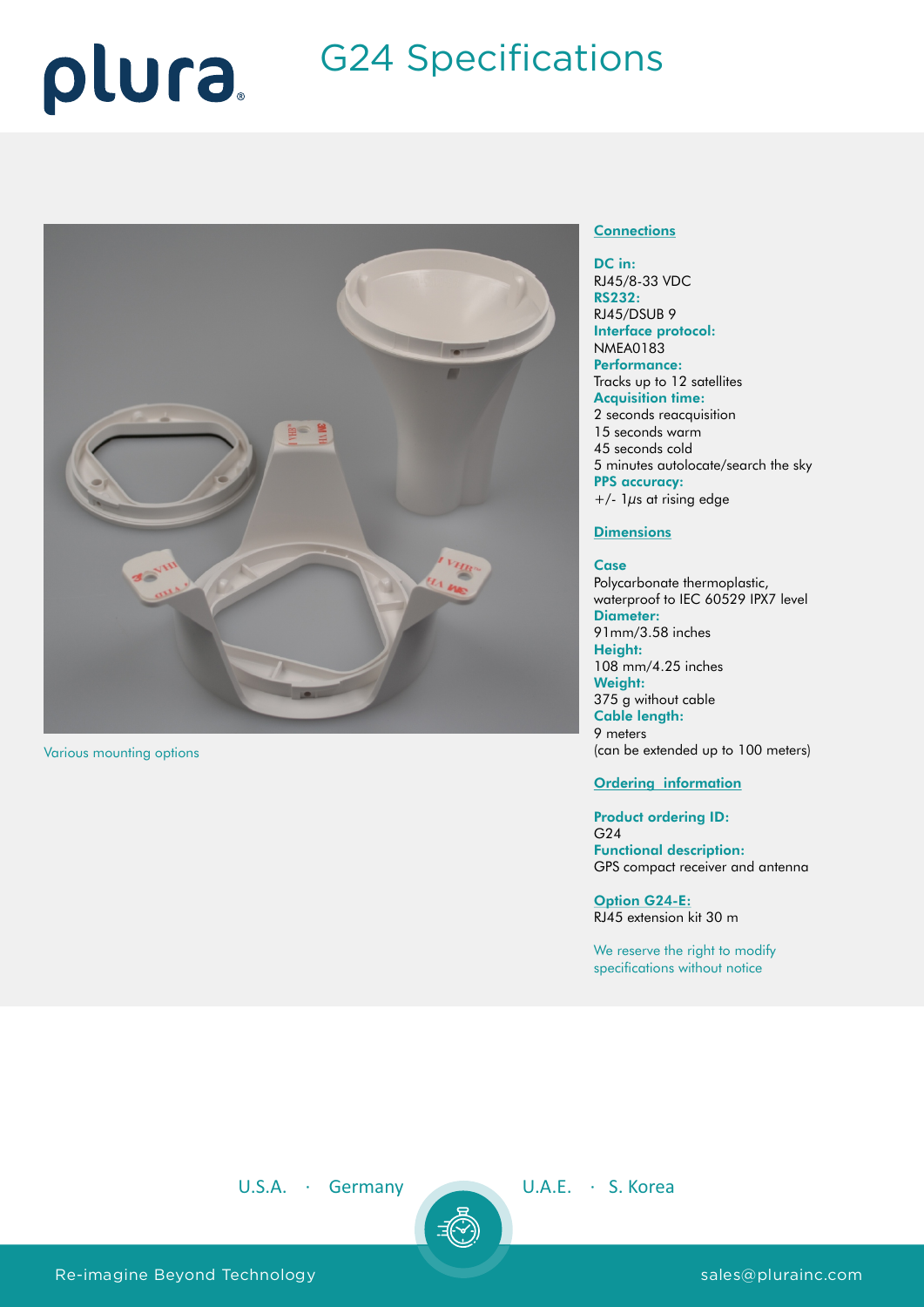# G24 Specifications

Various mounting options

**Connections**

**DC in:**
RJ45/8-33 VDC
**RS232:**
RJ45/DSUB 9
**Interface protocol:**
NMEA0183
**Performance:**
Tracks up to 12 satellites
**Acquisition time:**
2 seconds reacquisition
15 seconds warm
45 seconds cold
5 minutes autolocate/search the sky
**PPS accuracy:**
+/- 1µs at rising edge

**Dimensions**

**Case**
Polycarbonate thermoplastic, waterproof to IEC 60529 IPX7 level
**Diameter:**
91mm/3.58 inches
**Height:**
108 mm/4.25 inches
**Weight:**
375 g without cable
**Cable length:**
9 meters
(can be extended up to 100 meters)

**Ordering information**

**Product ordering ID:**
G24
**Functional description:**
GPS compact receiver and antenna

**Option G24-E:**
RJ45 extension kit 30 m

We reserve the right to modify specifications without notice

U.S.A. · Germany · U.A.E. · S. Korea

Re-imagine Beyond Technology

sales@plurainc.com